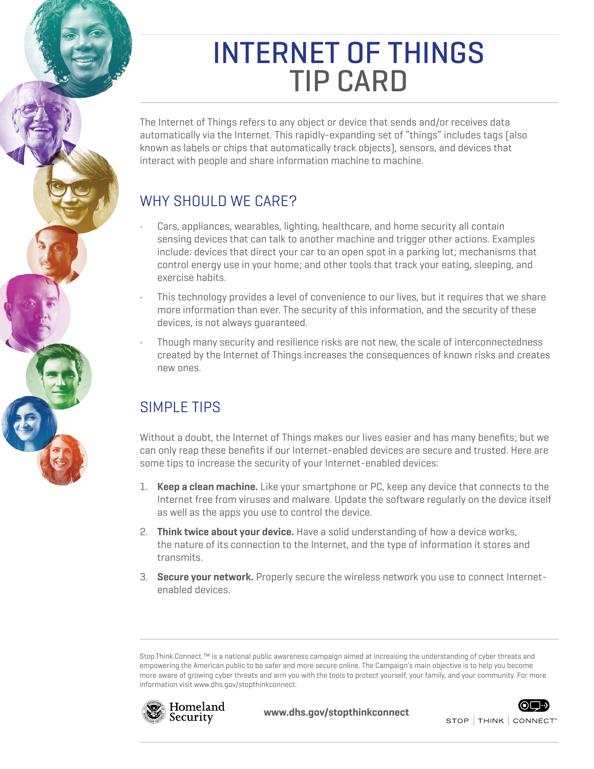# INTERNET OF THINGS TIP CARD

The Internet of Things refers to any object or device that sends and/or receives data automatically via the Internet. This rapidly-expanding set of "things" includes tags (also known as labels or chips that automatically track objects), sensors, and devices that interact with people and share information machine to machine.

## WHY SHOULD WE CARE?

- Cars, appliances, wearables, lighting, healthcare, and home security all contain sensing devices that can talk to another machine and trigger other actions. Examples include: devices that direct your car to an open spot in a parking lot; mechanisms that control energy use in your home; and other tools that track your eating, sleeping, and exercise habits.
- This technology provides a level of convenience to our lives, but it requires that we share more information than ever. The security of this information, and the security of these devices, is not always guaranteed.
- Though many security and resilience risks are not new, the scale of interconnectedness created by the Internet of Things increases the consequences of known risks and creates new ones.

## SIMPLE TIPS

Without a doubt, the Internet of Things makes our lives easier and has many benefits; but we can only reap these benefits if our Internet-enabled devices are secure and trusted. Here are some tips to increase the security of your Internet-enabled devices:

1. **Keep a clean machine.** Like your smartphone or PC, keep any device that connects to the Internet free from viruses and malware. Update the software regularly on the device itself as well as the apps you use to control the device.
2. **Think twice about your device.** Have a solid understanding of how a device works, the nature of its connection to the Internet, and the type of information it stores and transmits.
3. **Secure your network.** Properly secure the wireless network you use to connect Internet-enabled devices.

Stop.Think.Connect.™ is a national public awareness campaign aimed at increasing the understanding of cyber threats and empowering the American public to be safer and more secure online. The Campaign's main objective is to help you become more aware of growing cyber threats and arm you with the tools to protect yourself, your family, and your community. For more information visit www.dhs.gov/stopthinkconnect.

Homeland Security

www.dhs.gov/stopthinkconnect

STOP | THINK | CONNECT™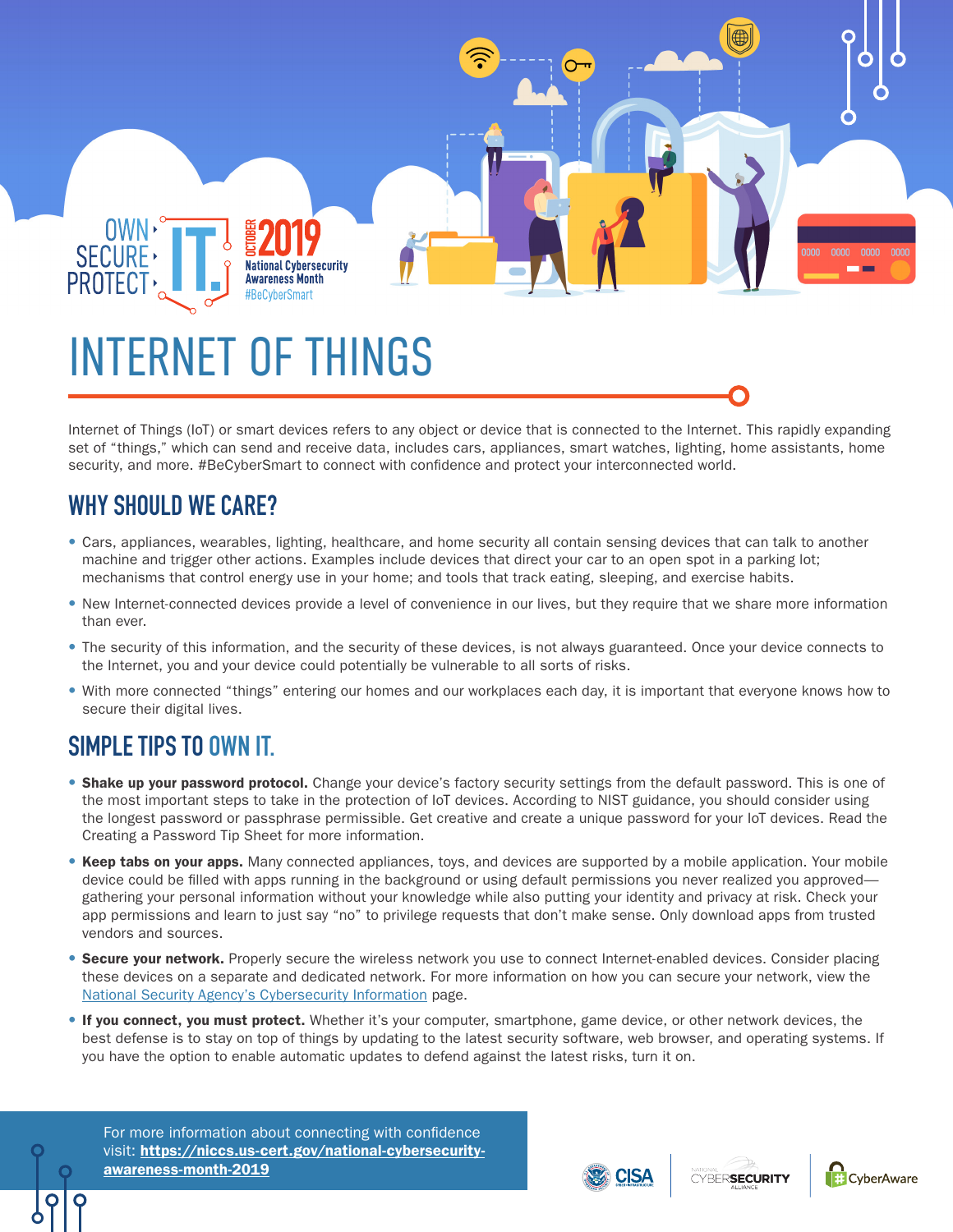OWN SECURE PROTECT IT.

OCTOBER 2019 National Cybersecurity Awareness Month #BeCyberSmart

# INTERNET OF THINGS

Internet of Things (IoT) or smart devices refers to any object or device that is connected to the Internet. This rapidly expanding set of "things," which can send and receive data, includes cars, appliances, smart watches, lighting, home assistants, home security, and more. #BeCyberSmart to connect with confidence and protect your interconnected world.

## WHY SHOULD WE CARE?

- Cars, appliances, wearables, lighting, healthcare, and home security all contain sensing devices that can talk to another machine and trigger other actions. Examples include devices that direct your car to an open spot in a parking lot; mechanisms that control energy use in your home; and tools that track eating, sleeping, and exercise habits.
- New Internet-connected devices provide a level of convenience in our lives, but they require that we share more information than ever.
- The security of this information, and the security of these devices, is not always guaranteed. Once your device connects to the Internet, you and your device could potentially be vulnerable to all sorts of risks.
- With more connected "things" entering our homes and our workplaces each day, it is important that everyone knows how to secure their digital lives.

## SIMPLE TIPS TO OWN IT.

- **Shake up your password protocol.** Change your device's factory security settings from the default password. This is one of the most important steps to take in the protection of IoT devices. According to NIST guidance, you should consider using the longest password or passphrase permissible. Get creative and create a unique password for your IoT devices. Read the Creating a Password Tip Sheet for more information.
- **Keep tabs on your apps.** Many connected appliances, toys, and devices are supported by a mobile application. Your mobile device could be filled with apps running in the background or using default permissions you never realized you approved—gathering your personal information without your knowledge while also putting your identity and privacy at risk. Check your app permissions and learn to just say "no" to privilege requests that don't make sense. Only download apps from trusted vendors and sources.
- **Secure your network.** Properly secure the wireless network you use to connect Internet-enabled devices. Consider placing these devices on a separate and dedicated network. For more information on how you can secure your network, view the National Security Agency's Cybersecurity Information page.
- **If you connect, you must protect.** Whether it's your computer, smartphone, game device, or other network devices, the best defense is to stay on top of things by updating to the latest security software, web browser, and operating systems. If you have the option to enable automatic updates to defend against the latest risks, turn it on.

For more information about connecting with confidence visit: **https://niccs.us-cert.gov/national-cybersecurity-awareness-month-2019**

CISA | National Cyber Security Alliance | CyberAware